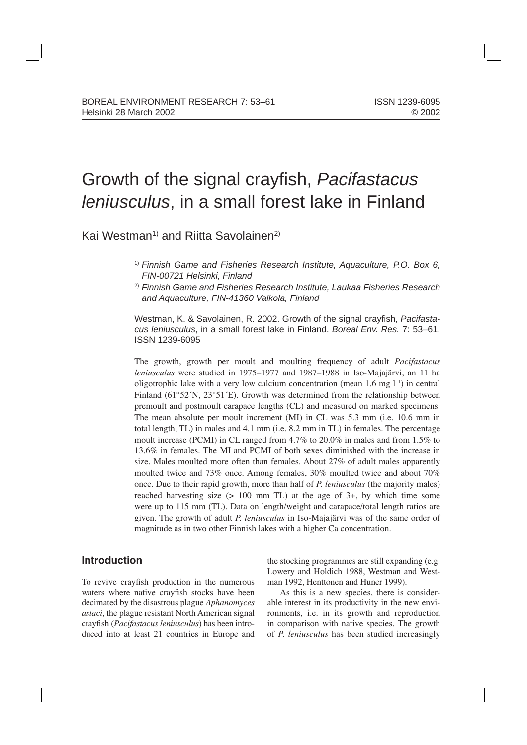# Growth of the signal crayfish, *Pacifastacus leniusculus*, in a small forest lake in Finland

Kai Westman[1)] and Riitta Savolainen[2)]

[1)] *Finnish Game and Fisheries Research Institute, Aquaculture, P.O. Box 6, FIN-00721 Helsinki, Finland*

[2)] *Finnish Game and Fisheries Research Institute, Laukaa Fisheries Research and Aquaculture, FIN-41360 Valkola, Finland*

Westman, K. & Savolainen, R. 2002. Growth of the signal crayfish, *Pacifastacus leniusculus*, in a small forest lake in Finland. *Boreal Env. Res.* 7: 53–61. ISSN 1239-6095

The growth, growth per moult and moulting frequency of adult *Pacifastacus leniusculus* were studied in 1975–1977 and 1987–1988 in Iso-Majajärvi, an 11 ha oligotrophic lake with a very low calcium concentration (mean 1.6 mg $l^{-1}$) in central Finland (61°52´N, 23°51´E). Growth was determined from the relationship between premoult and postmoult carapace lengths (CL) and measured on marked specimens. The mean absolute per moult increment (MI) in CL was 5.3 mm (i.e. 10.6 mm in total length, TL) in males and 4.1 mm (i.e. 8.2 mm in TL) in females. The percentage moult increase (PCMI) in CL ranged from 4.7% to 20.0% in males and from 1.5% to 13.6% in females. The MI and PCMI of both sexes diminished with the increase in size. Males moulted more often than females. About 27% of adult males apparently moulted twice and 73% once. Among females, 30% moulted twice and about 70% once. Due to their rapid growth, more than half of *P. leniusculus* (the majority males) reached harvesting size (> 100 mm TL) at the age of 3+, by which time some were up to 115 mm (TL). Data on length/weight and carapace/total length ratios are given. The growth of adult *P. leniusculus* in Iso-Majajärvi was of the same order of magnitude as in two other Finnish lakes with a higher Ca concentration.

## Introduction

To revive crayfish production in the numerous waters where native crayfish stocks have been decimated by the disastrous plague *Aphanomyces astaci*, the plague resistant North American signal crayfish (*Pacifastacus leniusculus*) has been introduced into at least 21 countries in Europe and the stocking programmes are still expanding (e.g. Lowery and Holdich 1988, Westman and Westman 1992, Henttonen and Huner 1999).

As this is a new species, there is considerable interest in its productivity in the new environments, i.e. in its growth and reproduction in comparison with native species. The growth of *P. leniusculus* has been studied increasingly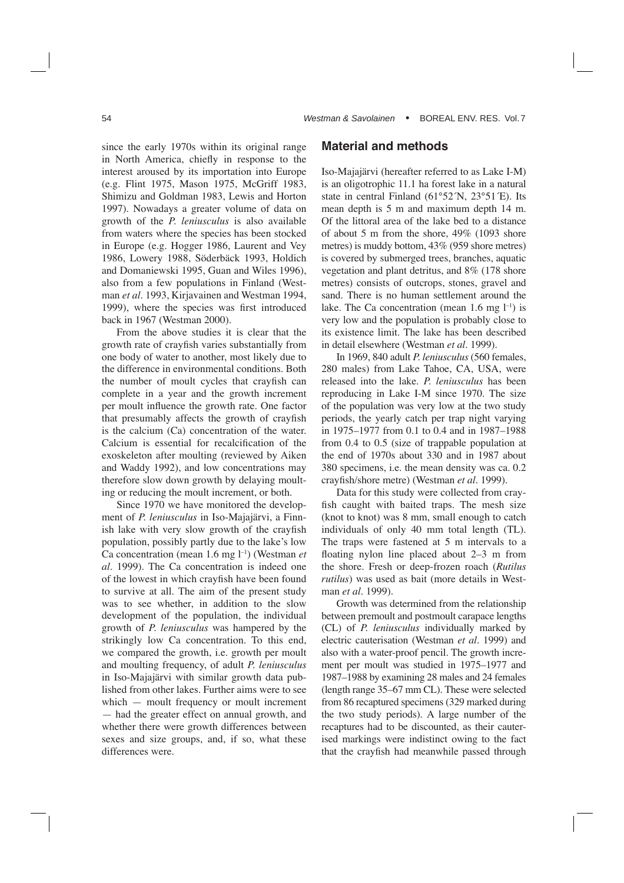since the early 1970s within its original range in North America, chiefly in response to the interest aroused by its importation into Europe (e.g. Flint 1975, Mason 1975, McGriff 1983, Shimizu and Goldman 1983, Lewis and Horton 1997). Nowadays a greater volume of data on growth of the *P. leniusculus* is also available from waters where the species has been stocked in Europe (e.g. Hogger 1986, Laurent and Vey 1986, Lowery 1988, Söderbäck 1993, Holdich and Domaniewski 1995, Guan and Wiles 1996), also from a few populations in Finland (Westman *et al*. 1993, Kirjavainen and Westman 1994, 1999), where the species was first introduced back in 1967 (Westman 2000).

From the above studies it is clear that the growth rate of crayfish varies substantially from one body of water to another, most likely due to the difference in environmental conditions. Both the number of moult cycles that crayfish can complete in a year and the growth increment per moult influence the growth rate. One factor that presumably affects the growth of crayfish is the calcium (Ca) concentration of the water. Calcium is essential for recalcification of the exoskeleton after moulting (reviewed by Aiken and Waddy 1992), and low concentrations may therefore slow down growth by delaying moulting or reducing the moult increment, or both.

Since 1970 we have monitored the development of *P. leniusculus* in Iso-Majajärvi, a Finnish lake with very slow growth of the crayfish population, possibly partly due to the lake's low Ca concentration (mean 1.6 mg $l^{-1}$) (Westman *et al*. 1999). The Ca concentration is indeed one of the lowest in which crayfish have been found to survive at all. The aim of the present study was to see whether, in addition to the slow development of the population, the individual growth of *P. leniusculus* was hampered by the strikingly low Ca concentration. To this end, we compared the growth, i.e. growth per moult and moulting frequency, of adult *P. leniusculus* in Iso-Majajärvi with similar growth data published from other lakes. Further aims were to see which — moult frequency or moult increment — had the greater effect on annual growth, and whether there were growth differences between sexes and size groups, and, if so, what these differences were.

## Material and methods

Iso-Majajärvi (hereafter referred to as Lake I-M) is an oligotrophic 11.1 ha forest lake in a natural state in central Finland (61°52´N, 23°51´E). Its mean depth is 5 m and maximum depth 14 m. Of the littoral area of the lake bed to a distance of about 5 m from the shore, 49% (1093 shore metres) is muddy bottom, 43% (959 shore metres) is covered by submerged trees, branches, aquatic vegetation and plant detritus, and 8% (178 shore metres) consists of outcrops, stones, gravel and sand. There is no human settlement around the lake. The Ca concentration (mean 1.6 mg $l^{-1}$) is very low and the population is probably close to its existence limit. The lake has been described in detail elsewhere (Westman *et al*. 1999).

In 1969, 840 adult *P. leniusculus* (560 females, 280 males) from Lake Tahoe, CA, USA, were released into the lake. *P. leniusculus* has been reproducing in Lake I-M since 1970. The size of the population was very low at the two study periods, the yearly catch per trap night varying in 1975–1977 from 0.1 to 0.4 and in 1987–1988 from 0.4 to 0.5 (size of trappable population at the end of 1970s about 330 and in 1987 about 380 specimens, i.e. the mean density was ca. 0.2 crayfish/shore metre) (Westman *et al*. 1999).

Data for this study were collected from crayfish caught with baited traps. The mesh size (knot to knot) was 8 mm, small enough to catch individuals of only 40 mm total length (TL). The traps were fastened at 5 m intervals to a floating nylon line placed about 2–3 m from the shore. Fresh or deep-frozen roach (*Rutilus rutilus*) was used as bait (more details in Westman *et al*. 1999).

Growth was determined from the relationship between premoult and postmoult carapace lengths (CL) of *P. leniusculus* individually marked by electric cauterisation (Westman *et al*. 1999) and also with a water-proof pencil. The growth increment per moult was studied in 1975–1977 and 1987–1988 by examining 28 males and 24 females (length range 35–67 mm CL). These were selected from 86 recaptured specimens (329 marked during the two study periods). A large number of the recaptures had to be discounted, as their cauterised markings were indistinct owing to the fact that the crayfish had meanwhile passed through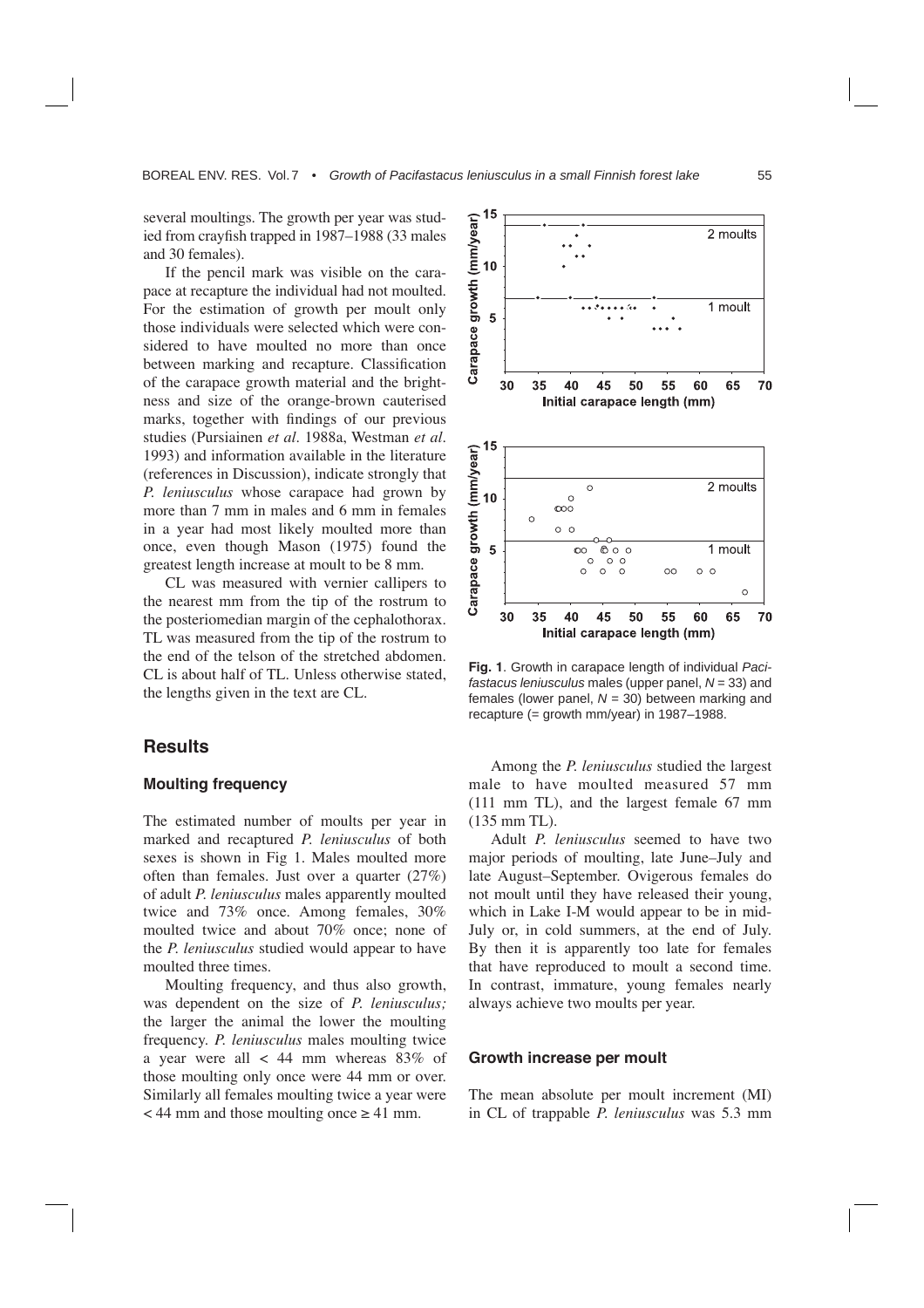several moultings. The growth per year was studied from crayfish trapped in 1987–1988 (33 males and 30 females).

If the pencil mark was visible on the carapace at recapture the individual had not moulted. For the estimation of growth per moult only those individuals were selected which were considered to have moulted no more than once between marking and recapture. Classification of the carapace growth material and the brightness and size of the orange-brown cauterised marks, together with findings of our previous studies (Pursiainen *et al*. 1988a, Westman *et al*. 1993) and information available in the literature (references in Discussion), indicate strongly that *P. leniusculus* whose carapace had grown by more than 7 mm in males and 6 mm in females in a year had most likely moulted more than once, even though Mason (1975) found the greatest length increase at moult to be 8 mm.

CL was measured with vernier callipers to the nearest mm from the tip of the rostrum to the posteriomedian margin of the cephalothorax. TL was measured from the tip of the rostrum to the end of the telson of the stretched abdomen. CL is about half of TL. Unless otherwise stated, the lengths given in the text are CL.

**Fig. 1**. Growth in carapace length of individual *Pacifastacus leniusculus* males (upper panel, $N = 33$) and females (lower panel, $N = 30$) between marking and recapture (= growth mm/year) in 1987–1988.

## Results

### Moulting frequency

The estimated number of moults per year in marked and recaptured *P. leniusculus* of both sexes is shown in Fig 1. Males moulted more often than females. Just over a quarter (27%) of adult *P. leniusculus* males apparently moulted twice and 73% once. Among females, 30% moulted twice and about 70% once; none of the *P. leniusculus* studied would appear to have moulted three times.

Moulting frequency, and thus also growth, was dependent on the size of *P. leniusculus;* the larger the animal the lower the moulting frequency. *P. leniusculus* males moulting twice a year were all < 44 mm whereas 83% of those moulting only once were 44 mm or over. Similarly all females moulting twice a year were < 44 mm and those moulting once ≥ 41 mm.

Among the *P. leniusculus* studied the largest male to have moulted measured 57 mm (111 mm TL), and the largest female 67 mm (135 mm TL).

Adult *P. leniusculus* seemed to have two major periods of moulting, late June–July and late August–September. Ovigerous females do not moult until they have released their young, which in Lake I-M would appear to be in mid-July or, in cold summers, at the end of July. By then it is apparently too late for females that have reproduced to moult a second time. In contrast, immature, young females nearly always achieve two moults per year.

### Growth increase per moult

The mean absolute per moult increment (MI) in CL of trappable *P. leniusculus* was 5.3 mm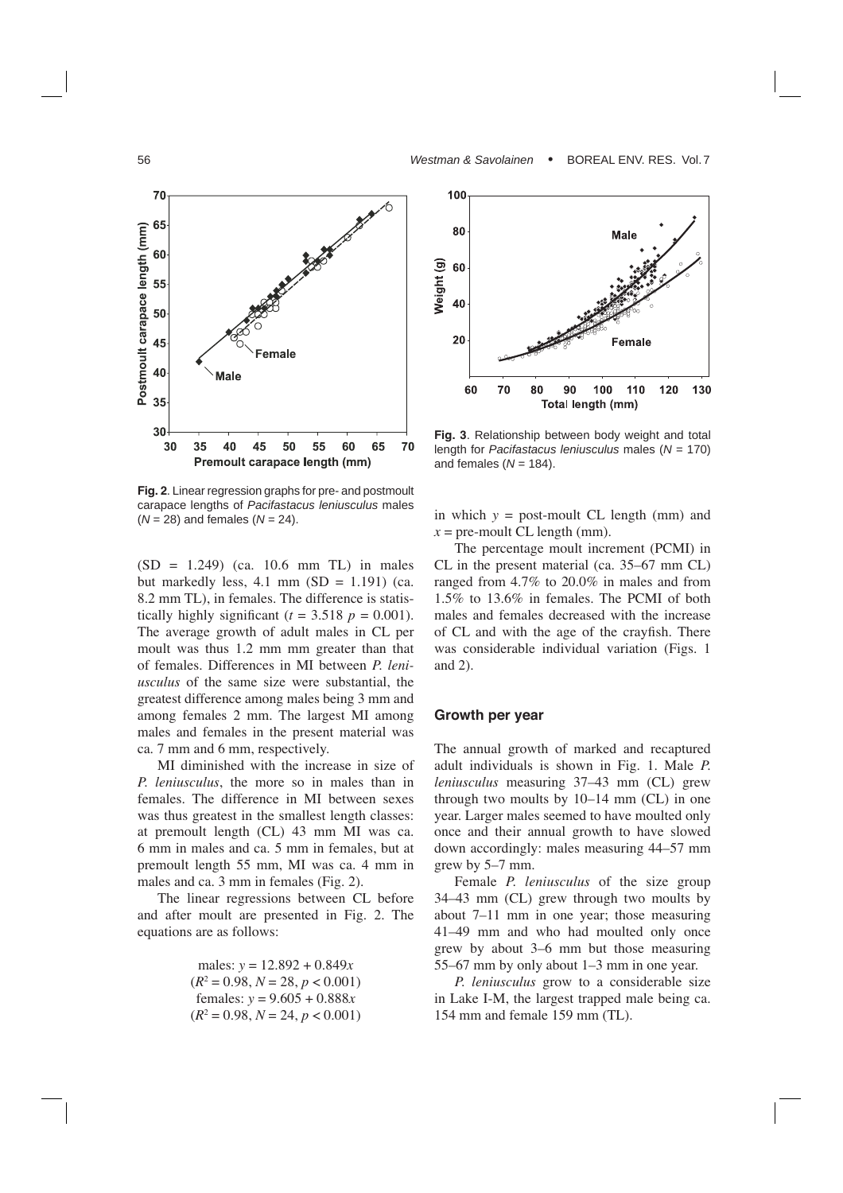**Fig. 2**. Linear regression graphs for pre- and postmoult carapace lengths of *Pacifastacus leniusculus* males ($N$ = 28) and females ($N$ = 24).

**Fig. 3**. Relationship between body weight and total length for *Pacifastacus leniusculus* males ($N$ = 170) and females ($N$ = 184).

(SD = 1.249) (ca. 10.6 mm TL) in males but markedly less, 4.1 mm (SD = 1.191) (ca. 8.2 mm TL), in females. The difference is statistically highly significant ($t$ = 3.518 $p$ = 0.001). The average growth of adult males in CL per moult was thus 1.2 mm mm greater than that of females. Differences in MI between *P. leniusculus* of the same size were substantial, the greatest difference among males being 3 mm and among females 2 mm. The largest MI among males and females in the present material was ca. 7 mm and 6 mm, respectively.

MI diminished with the increase in size of *P. leniusculus*, the more so in males than in females. The difference in MI between sexes was thus greatest in the smallest length classes: at premoult length (CL) 43 mm MI was ca. 6 mm in males and ca. 5 mm in females, but at premoult length 55 mm, MI was ca. 4 mm in males and ca. 3 mm in females (Fig. 2).

The linear regressions between CL before and after moult are presented in Fig. 2. The equations are as follows:

$$\text{males: } y = 12.892 + 0.849x$$
$$(R^2 = 0.98,\ N = 28,\ p < 0.001)$$
$$\text{females: } y = 9.605 + 0.888x$$
$$(R^2 = 0.98,\ N = 24,\ p < 0.001)$$

in which $y$ = post-moult CL length (mm) and $x$ = pre-moult CL length (mm).

The percentage moult increment (PCMI) in CL in the present material (ca. 35–67 mm CL) ranged from 4.7% to 20.0% in males and from 1.5% to 13.6% in females. The PCMI of both males and females decreased with the increase of CL and with the age of the crayfish. There was considerable individual variation (Figs. 1 and 2).

## Growth per year

The annual growth of marked and recaptured adult individuals is shown in Fig. 1. Male *P. leniusculus* measuring 37–43 mm (CL) grew through two moults by 10–14 mm (CL) in one year. Larger males seemed to have moulted only once and their annual growth to have slowed down accordingly: males measuring 44–57 mm grew by 5–7 mm.

Female *P. leniusculus* of the size group 34–43 mm (CL) grew through two moults by about 7–11 mm in one year; those measuring 41–49 mm and who had moulted only once grew by about 3–6 mm but those measuring 55–67 mm by only about 1–3 mm in one year.

*P. leniusculus* grow to a considerable size in Lake I-M, the largest trapped male being ca. 154 mm and female 159 mm (TL).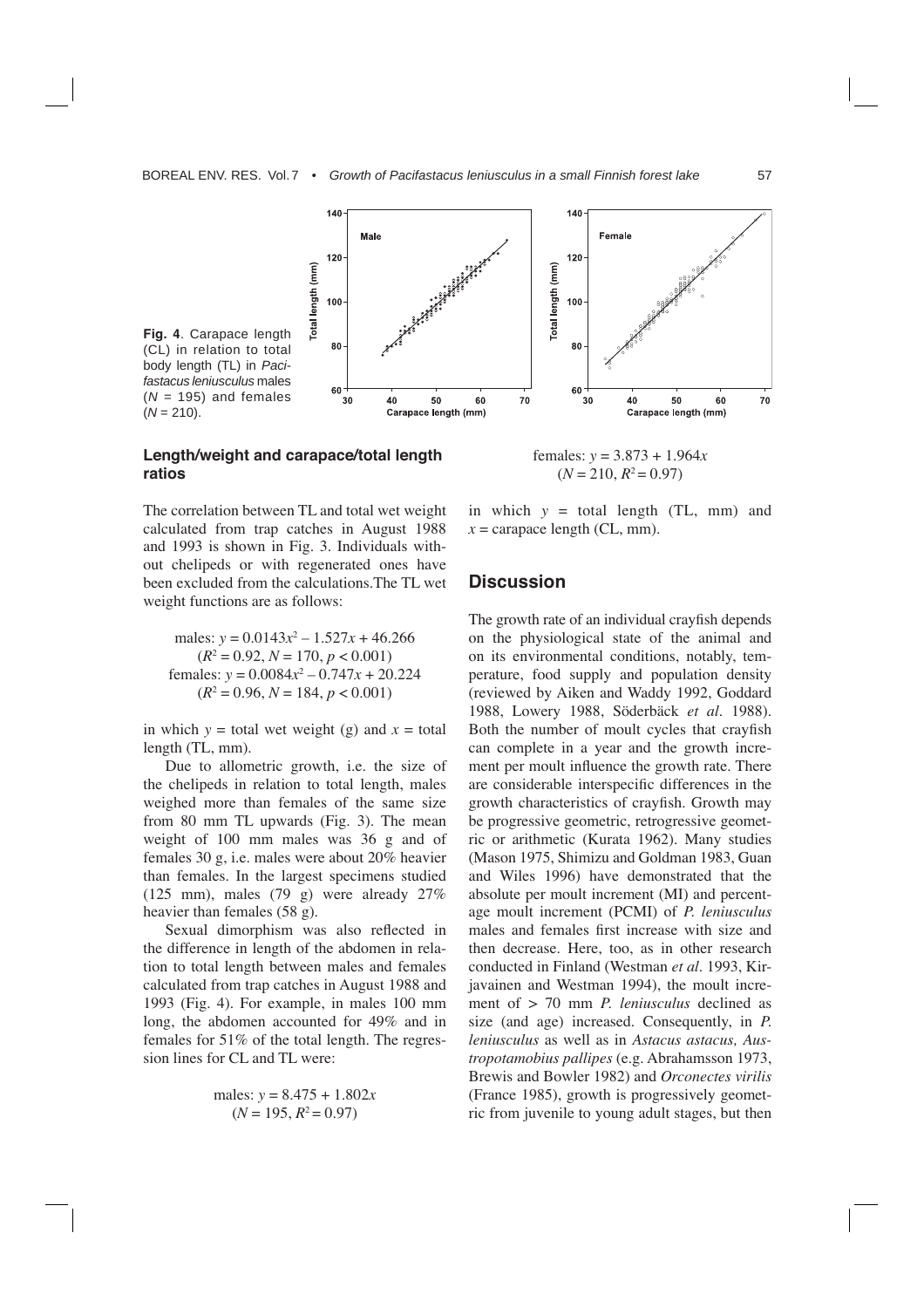**Fig. 4**. Carapace length (CL) in relation to total body length (TL) in *Pacifastacus leniusculus* males ($N$ = 195) and females ($N$ = 210).

### Length/weight and carapace/total length ratios

The correlation between TL and total wet weight calculated from trap catches in August 1988 and 1993 is shown in Fig. 3. Individuals without chelipeds or with regenerated ones have been excluded from the calculations. The TL wet weight functions are as follows:

$$\text{males: } y = 0.0143x^2 - 1.527x + 46.266$$
$$(R^2 = 0.92, N = 170, p < 0.001)$$
$$\text{females: } y = 0.0084x^2 - 0.747x + 20.224$$
$$(R^2 = 0.96, N = 184, p < 0.001)$$

in which $y$ = total wet weight (g) and $x$ = total length (TL, mm).

Due to allometric growth, i.e. the size of the chelipeds in relation to total length, males weighed more than females of the same size from 80 mm TL upwards (Fig. 3). The mean weight of 100 mm males was 36 g and of females 30 g, i.e. males were about 20% heavier than females. In the largest specimens studied (125 mm), males (79 g) were already 27% heavier than females (58 g).

Sexual dimorphism was also reflected in the difference in length of the abdomen in relation to total length between males and females calculated from trap catches in August 1988 and 1993 (Fig. 4). For example, in males 100 mm long, the abdomen accounted for 49% and in females for 51% of the total length. The regression lines for CL and TL were:

$$\text{males: } y = 8.475 + 1.802x$$
$$(N = 195, R^2 = 0.97)$$

$$\text{females: } y = 3.873 + 1.964x$$
$$(N = 210, R^2 = 0.97)$$

in which $y$ = total length (TL, mm) and $x$ = carapace length (CL, mm).

## Discussion

The growth rate of an individual crayfish depends on the physiological state of the animal and on its environmental conditions, notably, temperature, food supply and population density (reviewed by Aiken and Waddy 1992, Goddard 1988, Lowery 1988, Söderbäck *et al*. 1988). Both the number of moult cycles that crayfish can complete in a year and the growth increment per moult influence the growth rate. There are considerable interspecific differences in the growth characteristics of crayfish. Growth may be progressive geometric, retrogressive geometric or arithmetic (Kurata 1962). Many studies (Mason 1975, Shimizu and Goldman 1983, Guan and Wiles 1996) have demonstrated that the absolute per moult increment (MI) and percentage moult increment (PCMI) of *P. leniusculus* males and females first increase with size and then decrease. Here, too, as in other research conducted in Finland (Westman *et al*. 1993, Kirjavainen and Westman 1994), the moult increment of > 70 mm *P. leniusculus* declined as size (and age) increased. Consequently, in *P. leniusculus* as well as in *Astacus astacus, Austropotamobius pallipes* (e.g. Abrahamsson 1973, Brewis and Bowler 1982) and *Orconectes virilis* (France 1985), growth is progressively geometric from juvenile to young adult stages, but then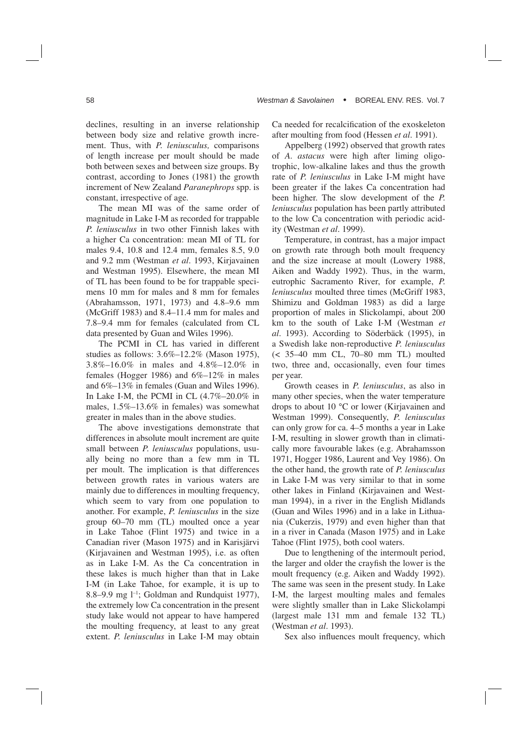declines, resulting in an inverse relationship between body size and relative growth increment. Thus, with *P. leniusculus,* comparisons of length increase per moult should be made both between sexes and between size groups. By contrast, according to Jones (1981) the growth increment of New Zealand *Paranephrops* spp. is constant, irrespective of age.

The mean MI was of the same order of magnitude in Lake I-M as recorded for trappable *P. leniusculus* in two other Finnish lakes with a higher Ca concentration: mean MI of TL for males 9.4, 10.8 and 12.4 mm, females 8.5, 9.0 and 9.2 mm (Westman *et al*. 1993, Kirjavainen and Westman 1995). Elsewhere, the mean MI of TL has been found to be for trappable specimens 10 mm for males and 8 mm for females (Abrahamsson, 1971, 1973) and 4.8–9.6 mm (McGriff 1983) and 8.4–11.4 mm for males and 7.8–9.4 mm for females (calculated from CL data presented by Guan and Wiles 1996).

The PCMI in CL has varied in different studies as follows: 3.6%–12.2% (Mason 1975), 3.8%–16.0% in males and 4.8%–12.0% in females (Hogger 1986) and 6%–12% in males and 6%–13% in females (Guan and Wiles 1996). In Lake I-M, the PCMI in CL (4.7%–20.0% in males, 1.5%–13.6% in females) was somewhat greater in males than in the above studies.

The above investigations demonstrate that differences in absolute moult increment are quite small between *P. leniusculus* populations, usually being no more than a few mm in TL per moult. The implication is that differences between growth rates in various waters are mainly due to differences in moulting frequency, which seem to vary from one population to another. For example, *P. leniusculus* in the size group 60–70 mm (TL) moulted once a year in Lake Tahoe (Flint 1975) and twice in a Canadian river (Mason 1975) and in Karisjärvi (Kirjavainen and Westman 1995), i.e. as often as in Lake I-M. As the Ca concentration in these lakes is much higher than that in Lake I-M (in Lake Tahoe, for example, it is up to 8.8–9.9 mg $l^{-1}$; Goldman and Rundquist 1977), the extremely low Ca concentration in the present study lake would not appear to have hampered the moulting frequency, at least to any great extent. *P. leniusculus* in Lake I-M may obtain Ca needed for recalcification of the exoskeleton after moulting from food (Hessen *et al*. 1991).

Appelberg (1992) observed that growth rates of *A. astacus* were high after liming oligotrophic, low-alkaline lakes and thus the growth rate of *P. leniusculus* in Lake I-M might have been greater if the lakes Ca concentration had been higher. The slow development of the *P. leniusculus* population has been partly attributed to the low Ca concentration with periodic acidity (Westman *et al*. 1999).

Temperature, in contrast, has a major impact on growth rate through both moult frequency and the size increase at moult (Lowery 1988, Aiken and Waddy 1992). Thus, in the warm, eutrophic Sacramento River, for example, *P. leniusculus* moulted three times (McGriff 1983, Shimizu and Goldman 1983) as did a large proportion of males in Slickolampi, about 200 km to the south of Lake I-M (Westman *et al*. 1993). According to Söderbäck (1995), in a Swedish lake non-reproductive *P. leniusculus* (< 35–40 mm CL, 70–80 mm TL) moulted two, three and, occasionally, even four times per year.

Growth ceases in *P. leniusculus*, as also in many other species, when the water temperature drops to about 10 °C or lower (Kirjavainen and Westman 1999). Consequently, *P. leniusculus* can only grow for ca. 4–5 months a year in Lake I-M, resulting in slower growth than in climatically more favourable lakes (e.g. Abrahamsson 1971, Hogger 1986, Laurent and Vey 1986). On the other hand, the growth rate of *P. leniusculus* in Lake I-M was very similar to that in some other lakes in Finland (Kirjavainen and Westman 1994), in a river in the English Midlands (Guan and Wiles 1996) and in a lake in Lithuania (Cukerzis, 1979) and even higher than that in a river in Canada (Mason 1975) and in Lake Tahoe (Flint 1975), both cool waters.

Due to lengthening of the intermoult period, the larger and older the crayfish the lower is the moult frequency (e.g. Aiken and Waddy 1992). The same was seen in the present study. In Lake I-M, the largest moulting males and females were slightly smaller than in Lake Slickolampi (largest male 131 mm and female 132 TL) (Westman *et al*. 1993).

Sex also influences moult frequency, which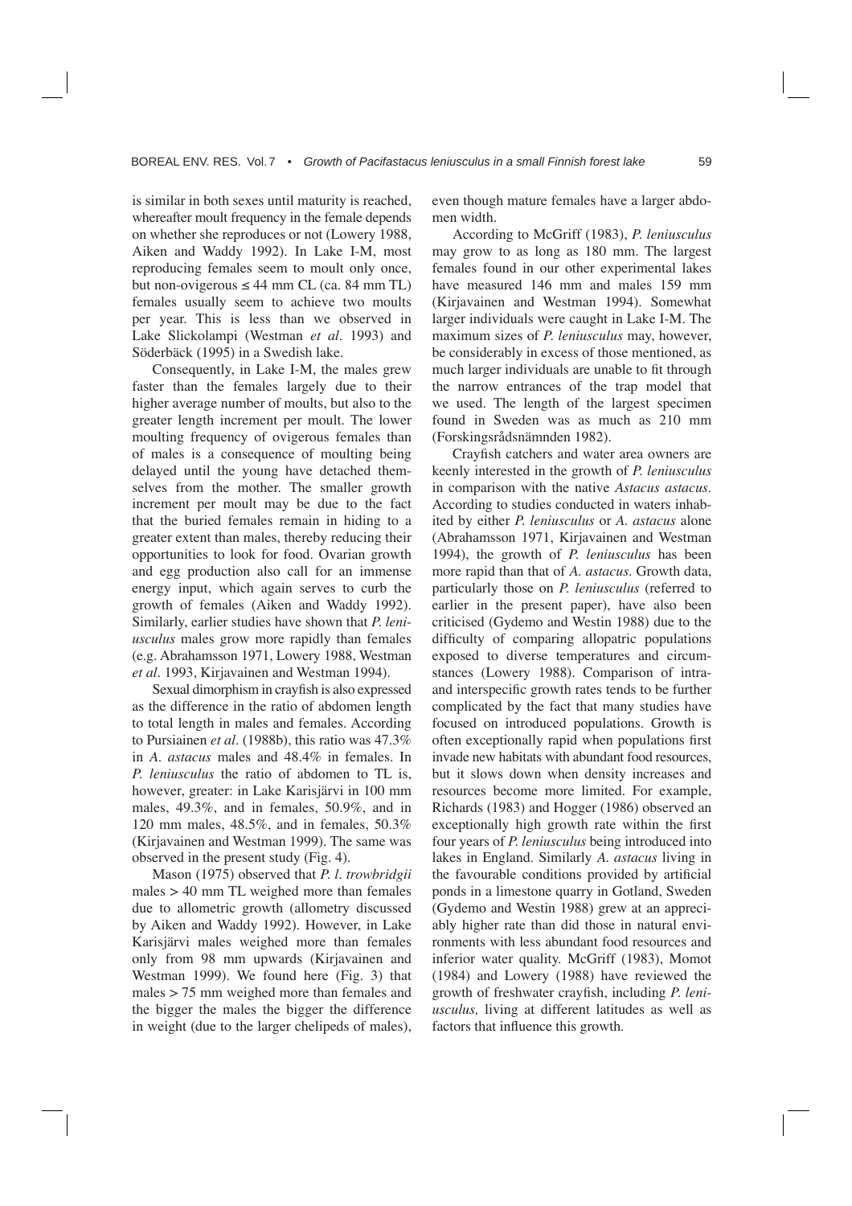is similar in both sexes until maturity is reached, whereafter moult frequency in the female depends on whether she reproduces or not (Lowery 1988, Aiken and Waddy 1992). In Lake I-M, most reproducing females seem to moult only once, but non-ovigerous ≤ 44 mm CL (ca. 84 mm TL) females usually seem to achieve two moults per year. This is less than we observed in Lake Slickolampi (Westman *et al*. 1993) and Söderbäck (1995) in a Swedish lake.

Consequently, in Lake I-M, the males grew faster than the females largely due to their higher average number of moults, but also to the greater length increment per moult. The lower moulting frequency of ovigerous females than of males is a consequence of moulting being delayed until the young have detached themselves from the mother. The smaller growth increment per moult may be due to the fact that the buried females remain in hiding to a greater extent than males, thereby reducing their opportunities to look for food. Ovarian growth and egg production also call for an immense energy input, which again serves to curb the growth of females (Aiken and Waddy 1992). Similarly, earlier studies have shown that *P. leniusculus* males grow more rapidly than females (e.g. Abrahamsson 1971, Lowery 1988, Westman *et al*. 1993, Kirjavainen and Westman 1994).

Sexual dimorphism in crayfish is also expressed as the difference in the ratio of abdomen length to total length in males and females. According to Pursiainen *et al*. (1988b), this ratio was 47.3% in *A. astacus* males and 48.4% in females. In *P. leniusculus* the ratio of abdomen to TL is, however, greater: in Lake Karisjärvi in 100 mm males, 49.3%, and in females, 50.9%, and in 120 mm males, 48.5%, and in females, 50.3% (Kirjavainen and Westman 1999). The same was observed in the present study (Fig. 4).

Mason (1975) observed that *P. l. trowbridgii* males > 40 mm TL weighed more than females due to allometric growth (allometry discussed by Aiken and Waddy 1992). However, in Lake Karisjärvi males weighed more than females only from 98 mm upwards (Kirjavainen and Westman 1999). We found here (Fig. 3) that males > 75 mm weighed more than females and the bigger the males the bigger the difference in weight (due to the larger chelipeds of males), even though mature females have a larger abdomen width.

According to McGriff (1983), *P. leniusculus* may grow to as long as 180 mm. The largest females found in our other experimental lakes have measured 146 mm and males 159 mm (Kirjavainen and Westman 1994). Somewhat larger individuals were caught in Lake I-M. The maximum sizes of *P. leniusculus* may, however, be considerably in excess of those mentioned, as much larger individuals are unable to fit through the narrow entrances of the trap model that we used. The length of the largest specimen found in Sweden was as much as 210 mm (Forskingsrådsnämnden 1982).

Crayfish catchers and water area owners are keenly interested in the growth of *P. leniusculus* in comparison with the native *Astacus astacus*. According to studies conducted in waters inhabited by either *P. leniusculus* or *A. astacus* alone (Abrahamsson 1971, Kirjavainen and Westman 1994), the growth of *P. leniusculus* has been more rapid than that of *A. astacus*. Growth data, particularly those on *P. leniusculus* (referred to earlier in the present paper), have also been criticised (Gydemo and Westin 1988) due to the difficulty of comparing allopatric populations exposed to diverse temperatures and circumstances (Lowery 1988). Comparison of intra- and interspecific growth rates tends to be further complicated by the fact that many studies have focused on introduced populations. Growth is often exceptionally rapid when populations first invade new habitats with abundant food resources, but it slows down when density increases and resources become more limited. For example, Richards (1983) and Hogger (1986) observed an exceptionally high growth rate within the first four years of *P. leniusculus* being introduced into lakes in England. Similarly *A. astacus* living in the favourable conditions provided by artificial ponds in a limestone quarry in Gotland, Sweden (Gydemo and Westin 1988) grew at an appreciably higher rate than did those in natural environments with less abundant food resources and inferior water quality. McGriff (1983), Momot (1984) and Lowery (1988) have reviewed the growth of freshwater crayfish, including *P. leniusculus,* living at different latitudes as well as factors that influence this growth.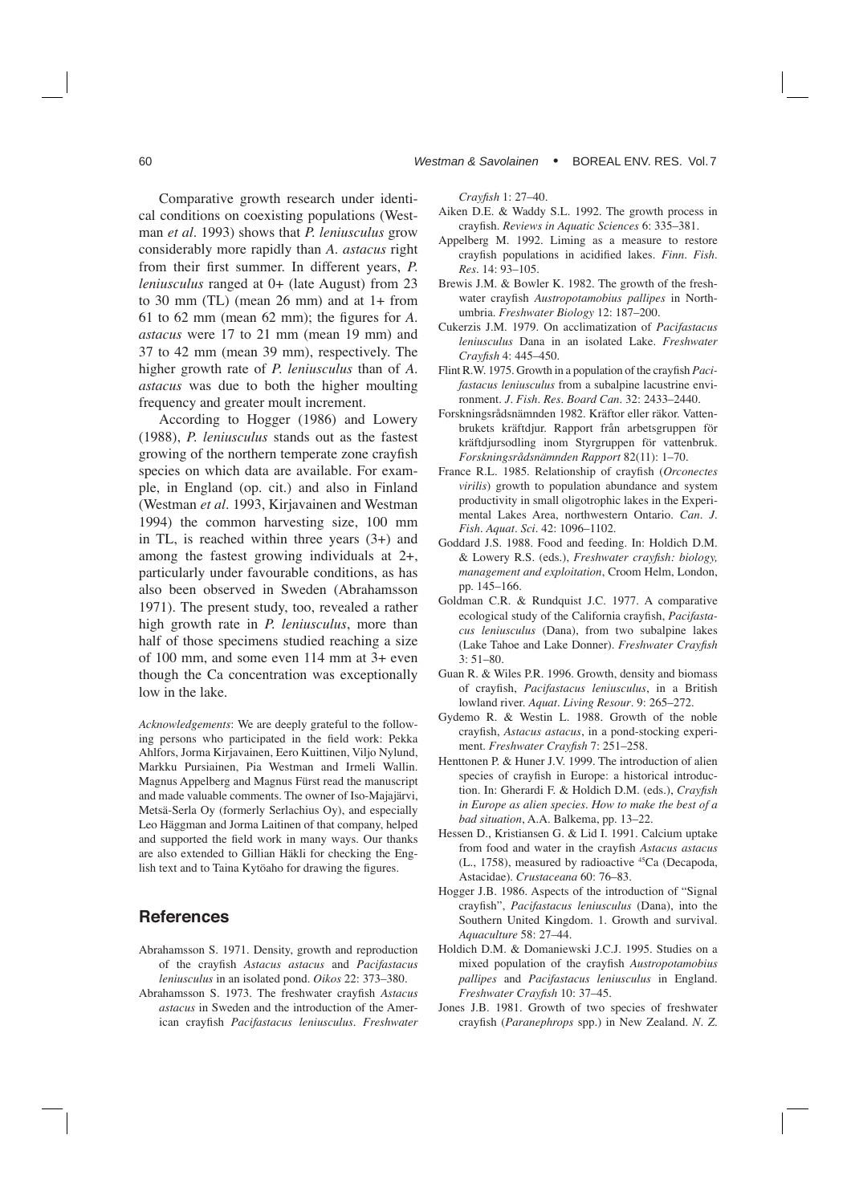Comparative growth research under identical conditions on coexisting populations (Westman *et al*. 1993) shows that *P. leniusculus* grow considerably more rapidly than *A. astacus* right from their first summer. In different years, *P. leniusculus* ranged at 0+ (late August) from 23 to 30 mm (TL) (mean 26 mm) and at 1+ from 61 to 62 mm (mean 62 mm); the figures for *A. astacus* were 17 to 21 mm (mean 19 mm) and 37 to 42 mm (mean 39 mm), respectively. The higher growth rate of *P. leniusculus* than of *A. astacus* was due to both the higher moulting frequency and greater moult increment.

According to Hogger (1986) and Lowery (1988), *P. leniusculus* stands out as the fastest growing of the northern temperate zone crayfish species on which data are available. For example, in England (op. cit.) and also in Finland (Westman *et al*. 1993, Kirjavainen and Westman 1994) the common harvesting size, 100 mm in TL, is reached within three years (3+) and among the fastest growing individuals at 2+, particularly under favourable conditions, as has also been observed in Sweden (Abrahamsson 1971). The present study, too, revealed a rather high growth rate in *P. leniusculus*, more than half of those specimens studied reaching a size of 100 mm, and some even 114 mm at 3+ even though the Ca concentration was exceptionally low in the lake.

*Acknowledgements*: We are deeply grateful to the following persons who participated in the field work: Pekka Ahlfors, Jorma Kirjavainen, Eero Kuittinen, Viljo Nylund, Markku Pursiainen, Pia Westman and Irmeli Wallin. Magnus Appelberg and Magnus Fürst read the manuscript and made valuable comments. The owner of Iso-Majajärvi, Metsä-Serla Oy (formerly Serlachius Oy), and especially Leo Häggman and Jorma Laitinen of that company, helped and supported the field work in many ways. Our thanks are also extended to Gillian Häkli for checking the English text and to Taina Kytöaho for drawing the figures.

## References

Abrahamsson S. 1971. Density, growth and reproduction of the crayfish *Astacus astacus* and *Pacifastacus leniusculus* in an isolated pond. *Oikos* 22: 373–380.

Abrahamsson S. 1973. The freshwater crayfish *Astacus astacus* in Sweden and the introduction of the American crayfish *Pacifastacus leniusculus*. *Freshwater Crayfish* 1: 27–40.

Aiken D.E. & Waddy S.L. 1992. The growth process in crayfish. *Reviews in Aquatic Sciences* 6: 335–381.

Appelberg M. 1992. Liming as a measure to restore crayfish populations in acidified lakes. *Finn. Fish. Res*. 14: 93–105.

Brewis J.M. & Bowler K. 1982. The growth of the freshwater crayfish *Austropotamobius pallipes* in Northumbria. *Freshwater Biology* 12: 187–200.

Cukerzis J.M. 1979. On acclimatization of *Pacifastacus leniusculus* Dana in an isolated Lake. *Freshwater Crayfish* 4: 445–450.

Flint R.W. 1975. Growth in a population of the crayfish *Pacifastacus leniusculus* from a subalpine lacustrine environment. *J. Fish. Res. Board Can*. 32: 2433–2440.

Forskningsrådsnämnden 1982. Kräftor eller räkor. Vattenbrukets kräftdjur. Rapport från arbetsgruppen för kräftdjursodling inom Styrgruppen för vattenbruk. *Forskningsrådsnämnden Rapport* 82(11): 1–70.

France R.L. 1985. Relationship of crayfish (*Orconectes virilis*) growth to population abundance and system productivity in small oligotrophic lakes in the Experimental Lakes Area, northwestern Ontario. *Can. J. Fish. Aquat. Sci*. 42: 1096–1102.

Goddard J.S. 1988. Food and feeding. In: Holdich D.M. & Lowery R.S. (eds.), *Freshwater crayfish: biology, management and exploitation*, Croom Helm, London, pp. 145–166.

Goldman C.R. & Rundquist J.C. 1977. A comparative ecological study of the California crayfish, *Pacifastacus leniusculus* (Dana), from two subalpine lakes (Lake Tahoe and Lake Donner). *Freshwater Crayfish* 3: 51–80.

Guan R. & Wiles P.R. 1996. Growth, density and biomass of crayfish, *Pacifastacus leniusculus*, in a British lowland river. *Aquat. Living Resour*. 9: 265–272.

Gydemo R. & Westin L. 1988. Growth of the noble crayfish, *Astacus astacus*, in a pond-stocking experiment. *Freshwater Crayfish* 7: 251–258.

Henttonen P. & Huner J.V. 1999. The introduction of alien species of crayfish in Europe: a historical introduction. In: Gherardi F. & Holdich D.M. (eds.), *Crayfish in Europe as alien species. How to make the best of a bad situation*, A.A. Balkema, pp. 13–22.

Hessen D., Kristiansen G. & Lid I. 1991. Calcium uptake from food and water in the crayfish *Astacus astacus* (L., 1758), measured by radioactive $^{45}Ca$ (Decapoda, Astacidae). *Crustaceana* 60: 76–83.

Hogger J.B. 1986. Aspects of the introduction of "Signal crayfish", *Pacifastacus leniusculus* (Dana), into the Southern United Kingdom. 1. Growth and survival. *Aquaculture* 58: 27–44.

Holdich D.M. & Domaniewski J.C.J. 1995. Studies on a mixed population of the crayfish *Austropotamobius pallipes* and *Pacifastacus leniusculus* in England. *Freshwater Crayfish* 10: 37–45.

Jones J.B. 1981. Growth of two species of freshwater crayfish (*Paranephrops* spp.) in New Zealand. *N. Z.*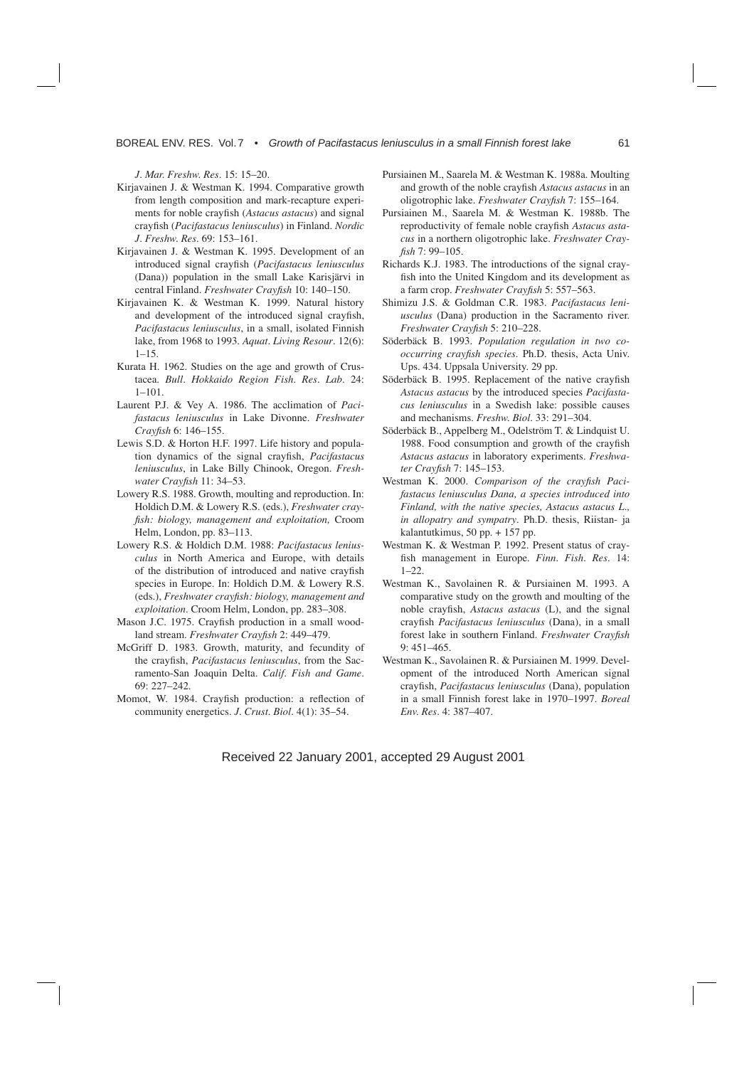*J. Mar. Freshw. Res.* 15: 15–20.

Kirjavainen J. & Westman K. 1994. Comparative growth from length composition and mark-recapture experiments for noble crayfish (*Astacus astacus*) and signal crayfish (*Pacifastacus leniusculus*) in Finland. *Nordic J. Freshw. Res.* 69: 153–161.

Kirjavainen J. & Westman K. 1995. Development of an introduced signal crayfish (*Pacifastacus leniusculus* (Dana)) population in the small Lake Karisjärvi in central Finland. *Freshwater Crayfish* 10: 140–150.

Kirjavainen K. & Westman K. 1999. Natural history and development of the introduced signal crayfish, *Pacifastacus leniusculus*, in a small, isolated Finnish lake, from 1968 to 1993. *Aquat. Living Resour.* 12(6): 1–15.

Kurata H. 1962. Studies on the age and growth of Crustacea. *Bull. Hokkaido Region Fish. Res. Lab.* 24: 1–101.

Laurent P.J. & Vey A. 1986. The acclimation of *Pacifastacus leniusculus* in Lake Divonne. *Freshwater Crayfish* 6: 146–155.

Lewis S.D. & Horton H.F. 1997. Life history and population dynamics of the signal crayfish, *Pacifastacus leniusculus*, in Lake Billy Chinook, Oregon. *Freshwater Crayfish* 11: 34–53.

Lowery R.S. 1988. Growth, moulting and reproduction. In: Holdich D.M. & Lowery R.S. (eds.), *Freshwater crayfish: biology, management and exploitation,* Croom Helm, London, pp. 83–113.

Lowery R.S. & Holdich D.M. 1988: *Pacifastacus leniusculus* in North America and Europe, with details of the distribution of introduced and native crayfish species in Europe. In: Holdich D.M. & Lowery R.S. (eds.), *Freshwater crayfish: biology, management and exploitation*. Croom Helm, London, pp. 283–308.

Mason J.C. 1975. Crayfish production in a small woodland stream. *Freshwater Crayfish* 2: 449–479.

McGriff D. 1983. Growth, maturity, and fecundity of the crayfish, *Pacifastacus leniusculus*, from the Sacramento-San Joaquin Delta. *Calif. Fish and Game*. 69: 227–242.

Momot, W. 1984. Crayfish production: a reflection of community energetics. *J. Crust. Biol.* 4(1): 35–54.

Pursiainen M., Saarela M. & Westman K. 1988a. Moulting and growth of the noble crayfish *Astacus astacus* in an oligotrophic lake. *Freshwater Crayfish* 7: 155–164.

Pursiainen M., Saarela M. & Westman K. 1988b. The reproductivity of female noble crayfish *Astacus astacus* in a northern oligotrophic lake. *Freshwater Crayfish* 7: 99–105.

Richards K.J. 1983. The introductions of the signal crayfish into the United Kingdom and its development as a farm crop. *Freshwater Crayfish* 5: 557–563.

Shimizu J.S. & Goldman C.R. 1983. *Pacifastacus leniusculus* (Dana) production in the Sacramento river. *Freshwater Crayfish* 5: 210–228.

Söderbäck B. 1993. *Population regulation in two co-occurring crayfish species*. Ph.D. thesis, Acta Univ. Ups. 434. Uppsala University. 29 pp.

Söderbäck B. 1995. Replacement of the native crayfish *Astacus astacus* by the introduced species *Pacifastacus leniusculus* in a Swedish lake: possible causes and mechanisms. *Freshw. Biol.* 33: 291–304.

Söderbäck B., Appelberg M., Odelström T. & Lindquist U. 1988. Food consumption and growth of the crayfish *Astacus astacus* in laboratory experiments. *Freshwater Crayfish* 7: 145–153.

Westman K. 2000. *Comparison of the crayfish Pacifastacus leniusculus Dana, a species introduced into Finland, with the native species, Astacus astacus L., in allopatry and sympatry*. Ph.D. thesis, Riistan- ja kalantutkimus, 50 pp. + 157 pp.

Westman K. & Westman P. 1992. Present status of crayfish management in Europe. *Finn. Fish. Res.* 14: 1–22.

Westman K., Savolainen R. & Pursiainen M. 1993. A comparative study on the growth and moulting of the noble crayfish, *Astacus astacus* (L), and the signal crayfish *Pacifastacus leniusculus* (Dana), in a small forest lake in southern Finland. *Freshwater Crayfish* 9: 451–465.

Westman K., Savolainen R. & Pursiainen M. 1999. Development of the introduced North American signal crayfish, *Pacifastacus leniusculus* (Dana), population in a small Finnish forest lake in 1970–1997. *Boreal Env. Res.* 4: 387–407.

Received 22 January 2001, accepted 29 August 2001